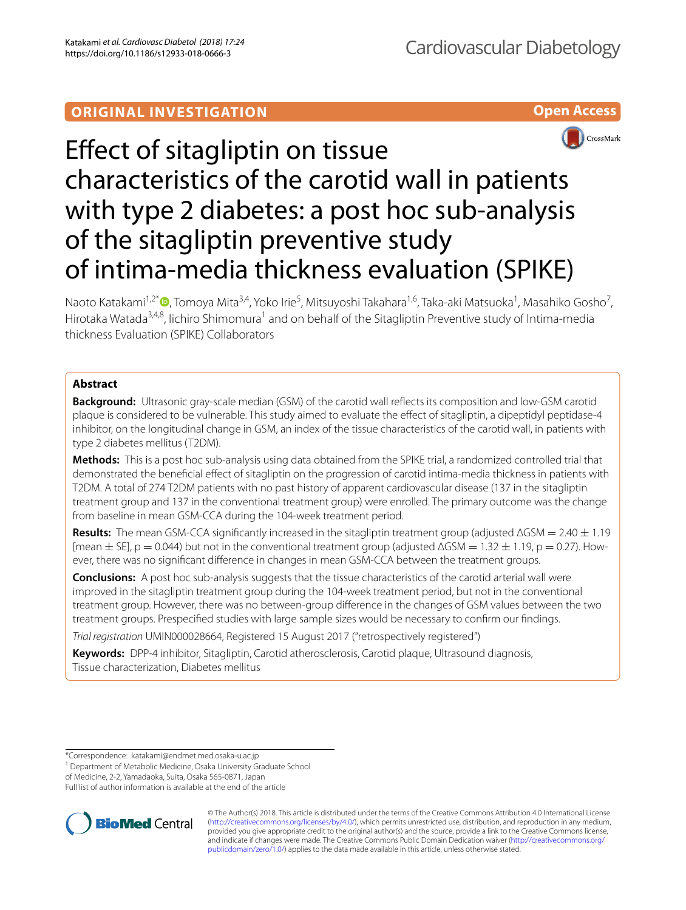ORIGINAL INVESTIGATION

Open Access

# Effect of sitagliptin on tissue characteristics of the carotid wall in patients with type 2 diabetes: a post hoc sub-analysis of the sitagliptin preventive study of intima-media thickness evaluation (SPIKE)

Naoto Katakami[1,2*], Tomoya Mita[3,4], Yoko Irie[5], Mitsuyoshi Takahara[1,6], Taka-aki Matsuoka[1], Masahiko Gosho[7], Hirotaka Watada[3,4,8], Iichiro Shimomura[1] and on behalf of the Sitagliptin Preventive study of Intima-media thickness Evaluation (SPIKE) Collaborators

## Abstract

**Background:** Ultrasonic gray-scale median (GSM) of the carotid wall reflects its composition and low-GSM carotid plaque is considered to be vulnerable. This study aimed to evaluate the effect of sitagliptin, a dipeptidyl peptidase-4 inhibitor, on the longitudinal change in GSM, an index of the tissue characteristics of the carotid wall, in patients with type 2 diabetes mellitus (T2DM).

**Methods:** This is a post hoc sub-analysis using data obtained from the SPIKE trial, a randomized controlled trial that demonstrated the beneficial effect of sitagliptin on the progression of carotid intima-media thickness in patients with T2DM. A total of 274 T2DM patients with no past history of apparent cardiovascular disease (137 in the sitagliptin treatment group and 137 in the conventional treatment group) were enrolled. The primary outcome was the change from baseline in mean GSM-CCA during the 104-week treatment period.

**Results:** The mean GSM-CCA significantly increased in the sitagliptin treatment group (adjusted $\Delta$GSM $= 2.40 \pm 1.19$ [mean $\pm$ SE], $p = 0.044$) but not in the conventional treatment group (adjusted $\Delta$GSM $= 1.32 \pm 1.19$, $p = 0.27$). However, there was no significant difference in changes in mean GSM-CCA between the treatment groups.

**Conclusions:** A post hoc sub-analysis suggests that the tissue characteristics of the carotid arterial wall were improved in the sitagliptin treatment group during the 104-week treatment period, but not in the conventional treatment group. However, there was no between-group difference in the changes of GSM values between the two treatment groups. Prespecified studies with large sample sizes would be necessary to confirm our findings.

*Trial registration* UMIN000028664, Registered 15 August 2017 ("retrospectively registered")

**Keywords:** DPP-4 inhibitor, Sitagliptin, Carotid atherosclerosis, Carotid plaque, Ultrasound diagnosis, Tissue characterization, Diabetes mellitus

*Correspondence: katakami@endmet.med.osaka-u.ac.jp
[1] Department of Metabolic Medicine, Osaka University Graduate School of Medicine, 2-2, Yamadaoka, Suita, Osaka 565-0871, Japan
Full list of author information is available at the end of the article

© The Author(s) 2018. This article is distributed under the terms of the Creative Commons Attribution 4.0 International License (http://creativecommons.org/licenses/by/4.0/), which permits unrestricted use, distribution, and reproduction in any medium, provided you give appropriate credit to the original author(s) and the source, provide a link to the Creative Commons license, and indicate if changes were made. The Creative Commons Public Domain Dedication waiver (http://creativecommons.org/publicdomain/zero/1.0/) applies to the data made available in this article, unless otherwise stated.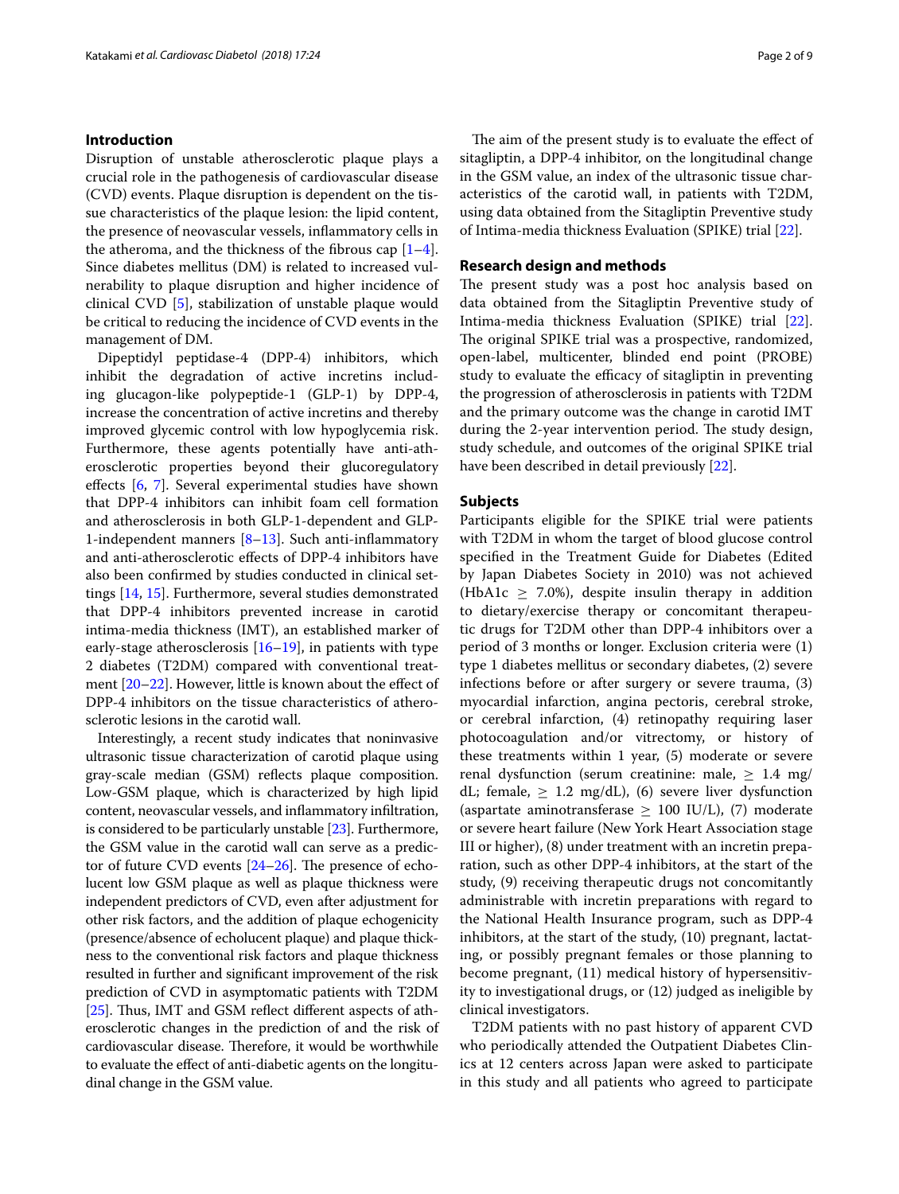## Introduction

Disruption of unstable atherosclerotic plaque plays a crucial role in the pathogenesis of cardiovascular disease (CVD) events. Plaque disruption is dependent on the tissue characteristics of the plaque lesion: the lipid content, the presence of neovascular vessels, inflammatory cells in the atheroma, and the thickness of the fibrous cap [1–4]. Since diabetes mellitus (DM) is related to increased vulnerability to plaque disruption and higher incidence of clinical CVD [5], stabilization of unstable plaque would be critical to reducing the incidence of CVD events in the management of DM.

Dipeptidyl peptidase-4 (DPP-4) inhibitors, which inhibit the degradation of active incretins including glucagon-like polypeptide-1 (GLP-1) by DPP-4, increase the concentration of active incretins and thereby improved glycemic control with low hypoglycemia risk. Furthermore, these agents potentially have anti-atherosclerotic properties beyond their glucoregulatory effects [6, 7]. Several experimental studies have shown that DPP-4 inhibitors can inhibit foam cell formation and atherosclerosis in both GLP-1-dependent and GLP-1-independent manners [8–13]. Such anti-inflammatory and anti-atherosclerotic effects of DPP-4 inhibitors have also been confirmed by studies conducted in clinical settings [14, 15]. Furthermore, several studies demonstrated that DPP-4 inhibitors prevented increase in carotid intima-media thickness (IMT), an established marker of early-stage atherosclerosis [16–19], in patients with type 2 diabetes (T2DM) compared with conventional treatment [20–22]. However, little is known about the effect of DPP-4 inhibitors on the tissue characteristics of atherosclerotic lesions in the carotid wall.

Interestingly, a recent study indicates that noninvasive ultrasonic tissue characterization of carotid plaque using gray-scale median (GSM) reflects plaque composition. Low-GSM plaque, which is characterized by high lipid content, neovascular vessels, and inflammatory infiltration, is considered to be particularly unstable [23]. Furthermore, the GSM value in the carotid wall can serve as a predictor of future CVD events [24–26]. The presence of echolucent low GSM plaque as well as plaque thickness were independent predictors of CVD, even after adjustment for other risk factors, and the addition of plaque echogenicity (presence/absence of echolucent plaque) and plaque thickness to the conventional risk factors and plaque thickness resulted in further and significant improvement of the risk prediction of CVD in asymptomatic patients with T2DM [25]. Thus, IMT and GSM reflect different aspects of atherosclerotic changes in the prediction of and the risk of cardiovascular disease. Therefore, it would be worthwhile to evaluate the effect of anti-diabetic agents on the longitudinal change in the GSM value.

The aim of the present study is to evaluate the effect of sitagliptin, a DPP-4 inhibitor, on the longitudinal change in the GSM value, an index of the ultrasonic tissue characteristics of the carotid wall, in patients with T2DM, using data obtained from the Sitagliptin Preventive study of Intima-media thickness Evaluation (SPIKE) trial [22].

## Research design and methods

The present study was a post hoc analysis based on data obtained from the Sitagliptin Preventive study of Intima-media thickness Evaluation (SPIKE) trial [22]. The original SPIKE trial was a prospective, randomized, open-label, multicenter, blinded end point (PROBE) study to evaluate the efficacy of sitagliptin in preventing the progression of atherosclerosis in patients with T2DM and the primary outcome was the change in carotid IMT during the 2-year intervention period. The study design, study schedule, and outcomes of the original SPIKE trial have been described in detail previously [22].

### Subjects

Participants eligible for the SPIKE trial were patients with T2DM in whom the target of blood glucose control specified in the Treatment Guide for Diabetes (Edited by Japan Diabetes Society in 2010) was not achieved (HbA1c $\geq$ 7.0%), despite insulin therapy in addition to dietary/exercise therapy or concomitant therapeutic drugs for T2DM other than DPP-4 inhibitors over a period of 3 months or longer. Exclusion criteria were (1) type 1 diabetes mellitus or secondary diabetes, (2) severe infections before or after surgery or severe trauma, (3) myocardial infarction, angina pectoris, cerebral stroke, or cerebral infarction, (4) retinopathy requiring laser photocoagulation and/or vitrectomy, or history of these treatments within 1 year, (5) moderate or severe renal dysfunction (serum creatinine: male, $\geq$ 1.4 mg/dL; female, $\geq$ 1.2 mg/dL), (6) severe liver dysfunction (aspartate aminotransferase $\geq$ 100 IU/L), (7) moderate or severe heart failure (New York Heart Association stage III or higher), (8) under treatment with an incretin preparation, such as other DPP-4 inhibitors, at the start of the study, (9) receiving therapeutic drugs not concomitantly administrable with incretin preparations with regard to the National Health Insurance program, such as DPP-4 inhibitors, at the start of the study, (10) pregnant, lactating, or possibly pregnant females or those planning to become pregnant, (11) medical history of hypersensitivity to investigational drugs, or (12) judged as ineligible by clinical investigators.

T2DM patients with no past history of apparent CVD who periodically attended the Outpatient Diabetes Clinics at 12 centers across Japan were asked to participate in this study and all patients who agreed to participate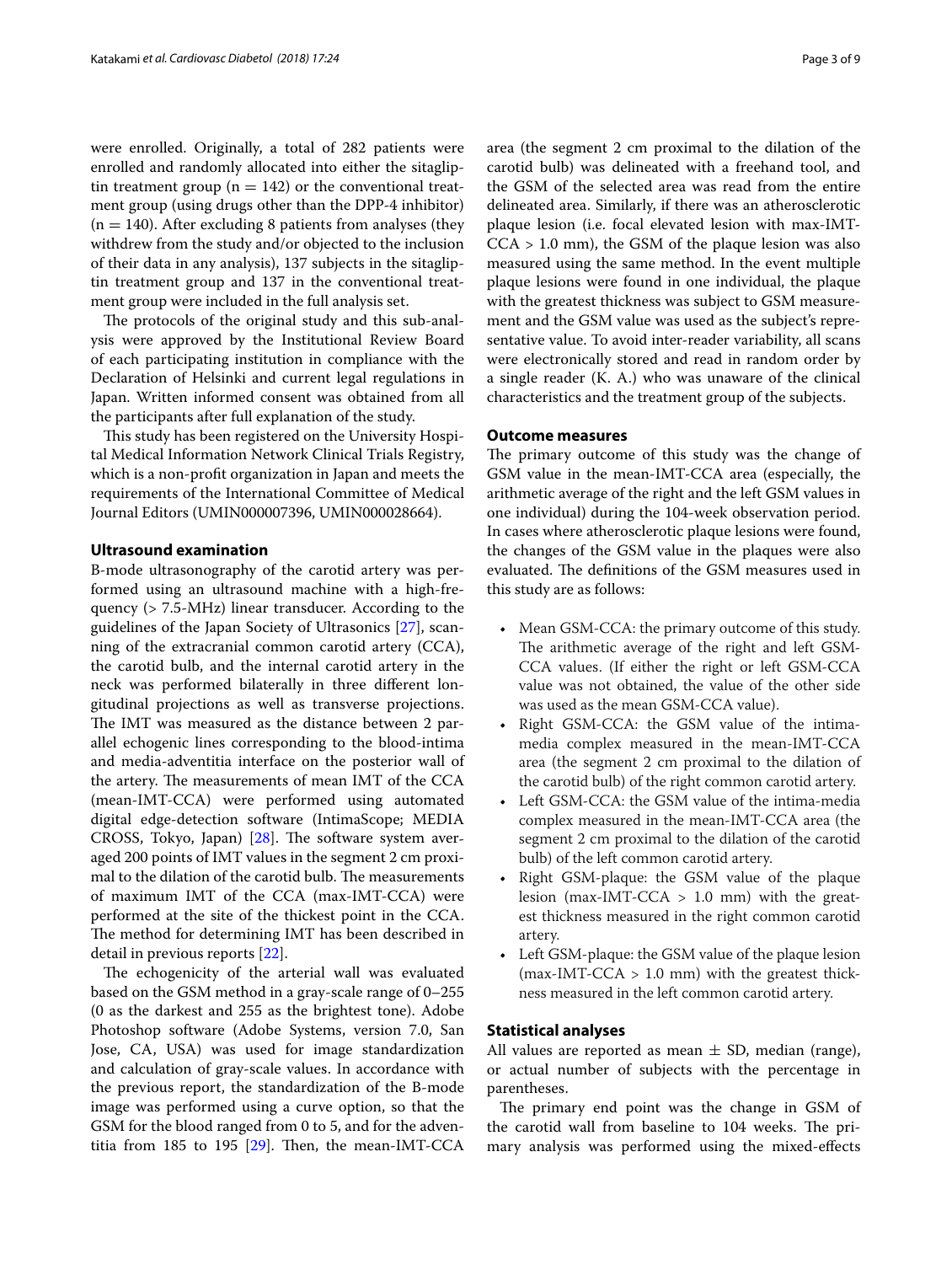were enrolled. Originally, a total of 282 patients were enrolled and randomly allocated into either the sitagliptin treatment group ($n = 142$) or the conventional treatment group (using drugs other than the DPP-4 inhibitor) ($n = 140$). After excluding 8 patients from analyses (they withdrew from the study and/or objected to the inclusion of their data in any analysis), 137 subjects in the sitagliptin treatment group and 137 in the conventional treatment group were included in the full analysis set.

The protocols of the original study and this sub-analysis were approved by the Institutional Review Board of each participating institution in compliance with the Declaration of Helsinki and current legal regulations in Japan. Written informed consent was obtained from all the participants after full explanation of the study.

This study has been registered on the University Hospital Medical Information Network Clinical Trials Registry, which is a non-profit organization in Japan and meets the requirements of the International Committee of Medical Journal Editors (UMIN000007396, UMIN000028664).

## Ultrasound examination

B-mode ultrasonography of the carotid artery was performed using an ultrasound machine with a high-frequency (> 7.5-MHz) linear transducer. According to the guidelines of the Japan Society of Ultrasonics [27], scanning of the extracranial common carotid artery (CCA), the carotid bulb, and the internal carotid artery in the neck was performed bilaterally in three different longitudinal projections as well as transverse projections. The IMT was measured as the distance between 2 parallel echogenic lines corresponding to the blood-intima and media-adventitia interface on the posterior wall of the artery. The measurements of mean IMT of the CCA (mean-IMT-CCA) were performed using automated digital edge-detection software (IntimaScope; MEDIA CROSS, Tokyo, Japan) [28]. The software system averaged 200 points of IMT values in the segment 2 cm proximal to the dilation of the carotid bulb. The measurements of maximum IMT of the CCA (max-IMT-CCA) were performed at the site of the thickest point in the CCA. The method for determining IMT has been described in detail in previous reports [22].

The echogenicity of the arterial wall was evaluated based on the GSM method in a gray-scale range of 0–255 (0 as the darkest and 255 as the brightest tone). Adobe Photoshop software (Adobe Systems, version 7.0, San Jose, CA, USA) was used for image standardization and calculation of gray-scale values. In accordance with the previous report, the standardization of the B-mode image was performed using a curve option, so that the GSM for the blood ranged from 0 to 5, and for the adventitia from 185 to 195 [29]. Then, the mean-IMT-CCA area (the segment 2 cm proximal to the dilation of the carotid bulb) was delineated with a freehand tool, and the GSM of the selected area was read from the entire delineated area. Similarly, if there was an atherosclerotic plaque lesion (i.e. focal elevated lesion with max-IMT-CCA > 1.0 mm), the GSM of the plaque lesion was also measured using the same method. In the event multiple plaque lesions were found in one individual, the plaque with the greatest thickness was subject to GSM measurement and the GSM value was used as the subject's representative value. To avoid inter-reader variability, all scans were electronically stored and read in random order by a single reader (K. A.) who was unaware of the clinical characteristics and the treatment group of the subjects.

## Outcome measures

The primary outcome of this study was the change of GSM value in the mean-IMT-CCA area (especially, the arithmetic average of the right and the left GSM values in one individual) during the 104-week observation period. In cases where atherosclerotic plaque lesions were found, the changes of the GSM value in the plaques were also evaluated. The definitions of the GSM measures used in this study are as follows:

- Mean GSM-CCA: the primary outcome of this study. The arithmetic average of the right and left GSM-CCA values. (If either the right or left GSM-CCA value was not obtained, the value of the other side was used as the mean GSM-CCA value).
- Right GSM-CCA: the GSM value of the intima-media complex measured in the mean-IMT-CCA area (the segment 2 cm proximal to the dilation of the carotid bulb) of the right common carotid artery.
- Left GSM-CCA: the GSM value of the intima-media complex measured in the mean-IMT-CCA area (the segment 2 cm proximal to the dilation of the carotid bulb) of the left common carotid artery.
- Right GSM-plaque: the GSM value of the plaque lesion (max-IMT-CCA > 1.0 mm) with the greatest thickness measured in the right common carotid artery.
- Left GSM-plaque: the GSM value of the plaque lesion (max-IMT-CCA > 1.0 mm) with the greatest thickness measured in the left common carotid artery.

## Statistical analyses

All values are reported as mean ± SD, median (range), or actual number of subjects with the percentage in parentheses.

The primary end point was the change in GSM of the carotid wall from baseline to 104 weeks. The primary analysis was performed using the mixed-effects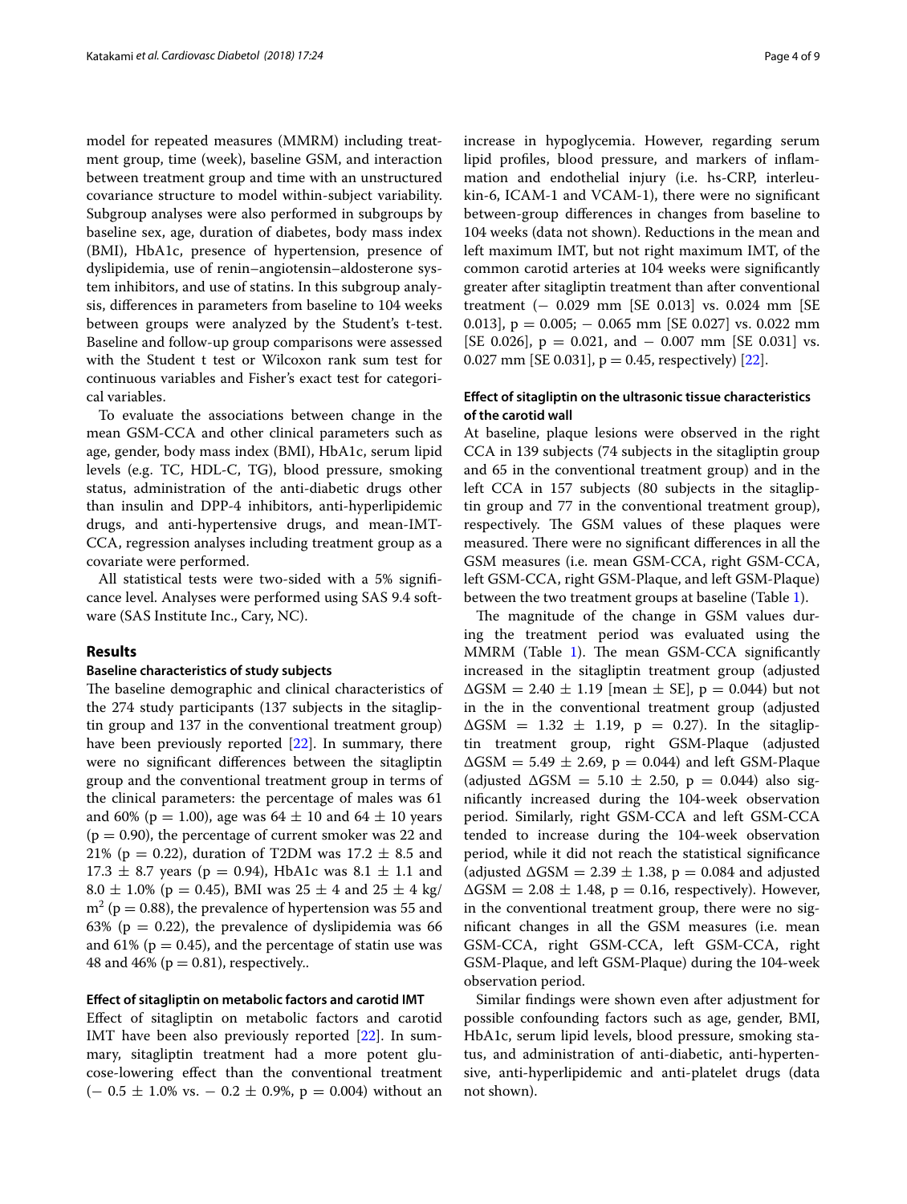model for repeated measures (MMRM) including treatment group, time (week), baseline GSM, and interaction between treatment group and time with an unstructured covariance structure to model within-subject variability. Subgroup analyses were also performed in subgroups by baseline sex, age, duration of diabetes, body mass index (BMI), HbA1c, presence of hypertension, presence of dyslipidemia, use of renin–angiotensin–aldosterone system inhibitors, and use of statins. In this subgroup analysis, differences in parameters from baseline to 104 weeks between groups were analyzed by the Student's t-test. Baseline and follow-up group comparisons were assessed with the Student t test or Wilcoxon rank sum test for continuous variables and Fisher's exact test for categorical variables.

To evaluate the associations between change in the mean GSM-CCA and other clinical parameters such as age, gender, body mass index (BMI), HbA1c, serum lipid levels (e.g. TC, HDL-C, TG), blood pressure, smoking status, administration of the anti-diabetic drugs other than insulin and DPP-4 inhibitors, anti-hyperlipidemic drugs, and anti-hypertensive drugs, and mean-IMT-CCA, regression analyses including treatment group as a covariate were performed.

All statistical tests were two-sided with a 5% significance level. Analyses were performed using SAS 9.4 software (SAS Institute Inc., Cary, NC).

## Results

### Baseline characteristics of study subjects

The baseline demographic and clinical characteristics of the 274 study participants (137 subjects in the sitagliptin group and 137 in the conventional treatment group) have been previously reported [22]. In summary, there were no significant differences between the sitagliptin group and the conventional treatment group in terms of the clinical parameters: the percentage of males was 61 and 60% ($p = 1.00$), age was $64 \pm 10$ and $64 \pm 10$ years ($p = 0.90$), the percentage of current smoker was 22 and 21% ($p = 0.22$), duration of T2DM was $17.2 \pm 8.5$ and $17.3 \pm 8.7$ years ($p = 0.94$), HbA1c was $8.1 \pm 1.1$ and $8.0 \pm 1.0$% ($p = 0.45$), BMI was $25 \pm 4$ and $25 \pm 4$ kg/m$^2$ ($p = 0.88$), the prevalence of hypertension was 55 and 63% ($p = 0.22$), the prevalence of dyslipidemia was 66 and 61% ($p = 0.45$), and the percentage of statin use was 48 and 46% ($p = 0.81$), respectively..

### Effect of sitagliptin on metabolic factors and carotid IMT

Effect of sitagliptin on metabolic factors and carotid IMT have been also previously reported [22]. In summary, sitagliptin treatment had a more potent glucose-lowering effect than the conventional treatment ($- 0.5 \pm 1.0$% vs. $- 0.2 \pm 0.9$%, $p = 0.004$) without an increase in hypoglycemia. However, regarding serum lipid profiles, blood pressure, and markers of inflammation and endothelial injury (i.e. hs-CRP, interleukin-6, ICAM-1 and VCAM-1), there were no significant between-group differences in changes from baseline to 104 weeks (data not shown). Reductions in the mean and left maximum IMT, but not right maximum IMT, of the common carotid arteries at 104 weeks were significantly greater after sitagliptin treatment than after conventional treatment ($-$ 0.029 mm [SE 0.013] vs. 0.024 mm [SE 0.013], $p = 0.005$; $-$ 0.065 mm [SE 0.027] vs. 0.022 mm [SE 0.026], $p = 0.021$, and $-$ 0.007 mm [SE 0.031] vs. 0.027 mm [SE 0.031], $p = 0.45$, respectively) [22].

### Effect of sitagliptin on the ultrasonic tissue characteristics of the carotid wall

At baseline, plaque lesions were observed in the right CCA in 139 subjects (74 subjects in the sitagliptin group and 65 in the conventional treatment group) and in the left CCA in 157 subjects (80 subjects in the sitagliptin group and 77 in the conventional treatment group), respectively. The GSM values of these plaques were measured. There were no significant differences in all the GSM measures (i.e. mean GSM-CCA, right GSM-CCA, left GSM-CCA, right GSM-Plaque, and left GSM-Plaque) between the two treatment groups at baseline (Table 1).

The magnitude of the change in GSM values during the treatment period was evaluated using the MMRM (Table 1). The mean GSM-CCA significantly increased in the sitagliptin treatment group (adjusted $\Delta$GSM $= 2.40 \pm 1.19$ [mean $\pm$ SE], $p = 0.044$) but not in the in the conventional treatment group (adjusted $\Delta$GSM $= 1.32 \pm 1.19$, $p = 0.27$). In the sitagliptin treatment group, right GSM-Plaque (adjusted $\Delta$GSM $= 5.49 \pm 2.69$, $p = 0.044$) and left GSM-Plaque (adjusted $\Delta$GSM $= 5.10 \pm 2.50$, $p = 0.044$) also significantly increased during the 104-week observation period. Similarly, right GSM-CCA and left GSM-CCA tended to increase during the 104-week observation period, while it did not reach the statistical significance (adjusted $\Delta$GSM $= 2.39 \pm 1.38$, $p = 0.084$ and adjusted $\Delta$GSM $= 2.08 \pm 1.48$, $p = 0.16$, respectively). However, in the conventional treatment group, there were no significant changes in all the GSM measures (i.e. mean GSM-CCA, right GSM-CCA, left GSM-CCA, right GSM-Plaque, and left GSM-Plaque) during the 104-week observation period.

Similar findings were shown even after adjustment for possible confounding factors such as age, gender, BMI, HbA1c, serum lipid levels, blood pressure, smoking status, and administration of anti-diabetic, anti-hypertensive, anti-hyperlipidemic and anti-platelet drugs (data not shown).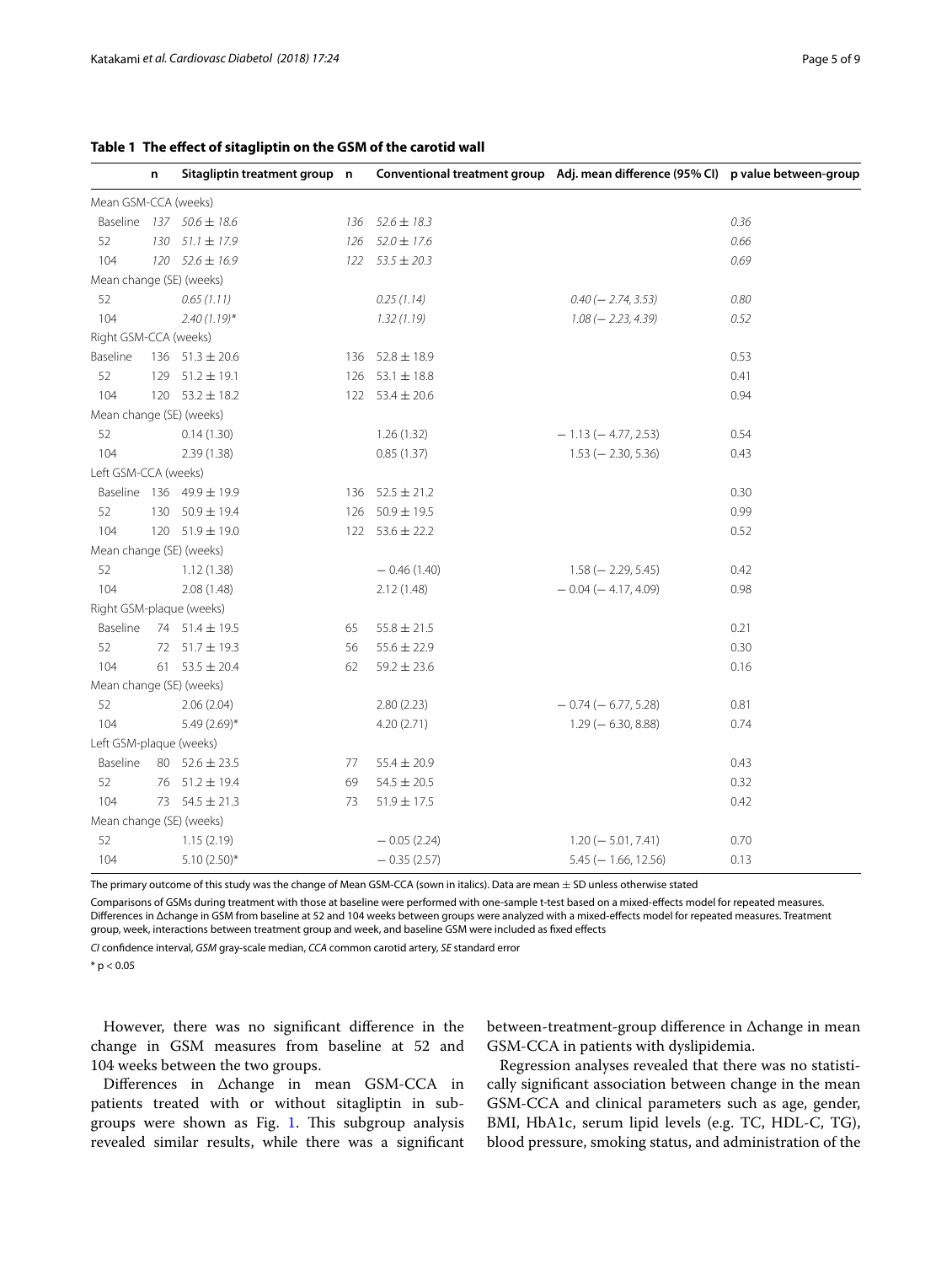**Table 1 The effect of sitagliptin on the GSM of the carotid wall**

| | n | Sitagliptin treatment group | n | Conventional treatment group | Adj. mean difference (95% CI) | p value between-group |
|---|---|---|---|---|---|---|
| Mean GSM-CCA (weeks) | | | | | | |
| *Baseline* | *137* | *50.6 ± 18.6* | *136* | *52.6 ± 18.3* | | *0.36* |
| *52* | *130* | *51.1 ± 17.9* | *126* | *52.0 ± 17.6* | | *0.66* |
| *104* | *120* | *52.6 ± 16.9* | *122* | *53.5 ± 20.3* | | *0.69* |
| Mean change (SE) (weeks) | | | | | | |
| *52* | | *0.65 (1.11)* | | *0.25 (1.14)* | *0.40 (− 2.74, 3.53)* | *0.80* |
| *104* | | *2.40 (1.19)** | | *1.32 (1.19)* | *1.08 (− 2.23, 4.39)* | *0.52* |
| Right GSM-CCA (weeks) | | | | | | |
| Baseline | 136 | 51.3 ± 20.6 | 136 | 52.8 ± 18.9 | | 0.53 |
| 52 | 129 | 51.2 ± 19.1 | 126 | 53.1 ± 18.8 | | 0.41 |
| 104 | 120 | 53.2 ± 18.2 | 122 | 53.4 ± 20.6 | | 0.94 |
| Mean change (SE) (weeks) | | | | | | |
| 52 | | 0.14 (1.30) | | 1.26 (1.32) | − 1.13 (− 4.77, 2.53) | 0.54 |
| 104 | | 2.39 (1.38) | | 0.85 (1.37) | 1.53 (− 2.30, 5.36) | 0.43 |
| Left GSM-CCA (weeks) | | | | | | |
| Baseline | 136 | 49.9 ± 19.9 | 136 | 52.5 ± 21.2 | | 0.30 |
| 52 | 130 | 50.9 ± 19.4 | 126 | 50.9 ± 19.5 | | 0.99 |
| 104 | 120 | 51.9 ± 19.0 | 122 | 53.6 ± 22.2 | | 0.52 |
| Mean change (SE) (weeks) | | | | | | |
| 52 | | 1.12 (1.38) | | − 0.46 (1.40) | 1.58 (− 2.29, 5.45) | 0.42 |
| 104 | | 2.08 (1.48) | | 2.12 (1.48) | − 0.04 (− 4.17, 4.09) | 0.98 |
| Right GSM-plaque (weeks) | | | | | | |
| Baseline | 74 | 51.4 ± 19.5 | 65 | 55.8 ± 21.5 | | 0.21 |
| 52 | 72 | 51.7 ± 19.3 | 56 | 55.6 ± 22.9 | | 0.30 |
| 104 | 61 | 53.5 ± 20.4 | 62 | 59.2 ± 23.6 | | 0.16 |
| Mean change (SE) (weeks) | | | | | | |
| 52 | | 2.06 (2.04) | | 2.80 (2.23) | − 0.74 (− 6.77, 5.28) | 0.81 |
| 104 | | 5.49 (2.69)* | | 4.20 (2.71) | 1.29 (− 6.30, 8.88) | 0.74 |
| Left GSM-plaque (weeks) | | | | | | |
| Baseline | 80 | 52.6 ± 23.5 | 77 | 55.4 ± 20.9 | | 0.43 |
| 52 | 76 | 51.2 ± 19.4 | 69 | 54.5 ± 20.5 | | 0.32 |
| 104 | 73 | 54.5 ± 21.3 | 73 | 51.9 ± 17.5 | | 0.42 |
| Mean change (SE) (weeks) | | | | | | |
| 52 | | 1.15 (2.19) | | − 0.05 (2.24) | 1.20 (− 5.01, 7.41) | 0.70 |
| 104 | | 5.10 (2.50)* | | − 0.35 (2.57) | 5.45 (− 1.66, 12.56) | 0.13 |

The primary outcome of this study was the change of Mean GSM-CCA (sown in italics). Data are mean ± SD unless otherwise stated

Comparisons of GSMs during treatment with those at baseline were performed with one-sample t-test based on a mixed-effects model for repeated measures. Differences in Δchange in GSM from baseline at 52 and 104 weeks between groups were analyzed with a mixed-effects model for repeated measures. Treatment group, week, interactions between treatment group and week, and baseline GSM were included as fixed effects

*CI* confidence interval, *GSM* gray-scale median, *CCA* common carotid artery, *SE* standard error

* $p < 0.05$

However, there was no significant difference in the change in GSM measures from baseline at 52 and 104 weeks between the two groups.

Differences in Δchange in mean GSM-CCA in patients treated with or without sitagliptin in subgroups were shown as Fig. 1. This subgroup analysis revealed similar results, while there was a significant between-treatment-group difference in Δchange in mean GSM-CCA in patients with dyslipidemia.

Regression analyses revealed that there was no statistically significant association between change in the mean GSM-CCA and clinical parameters such as age, gender, BMI, HbA1c, serum lipid levels (e.g. TC, HDL-C, TG), blood pressure, smoking status, and administration of the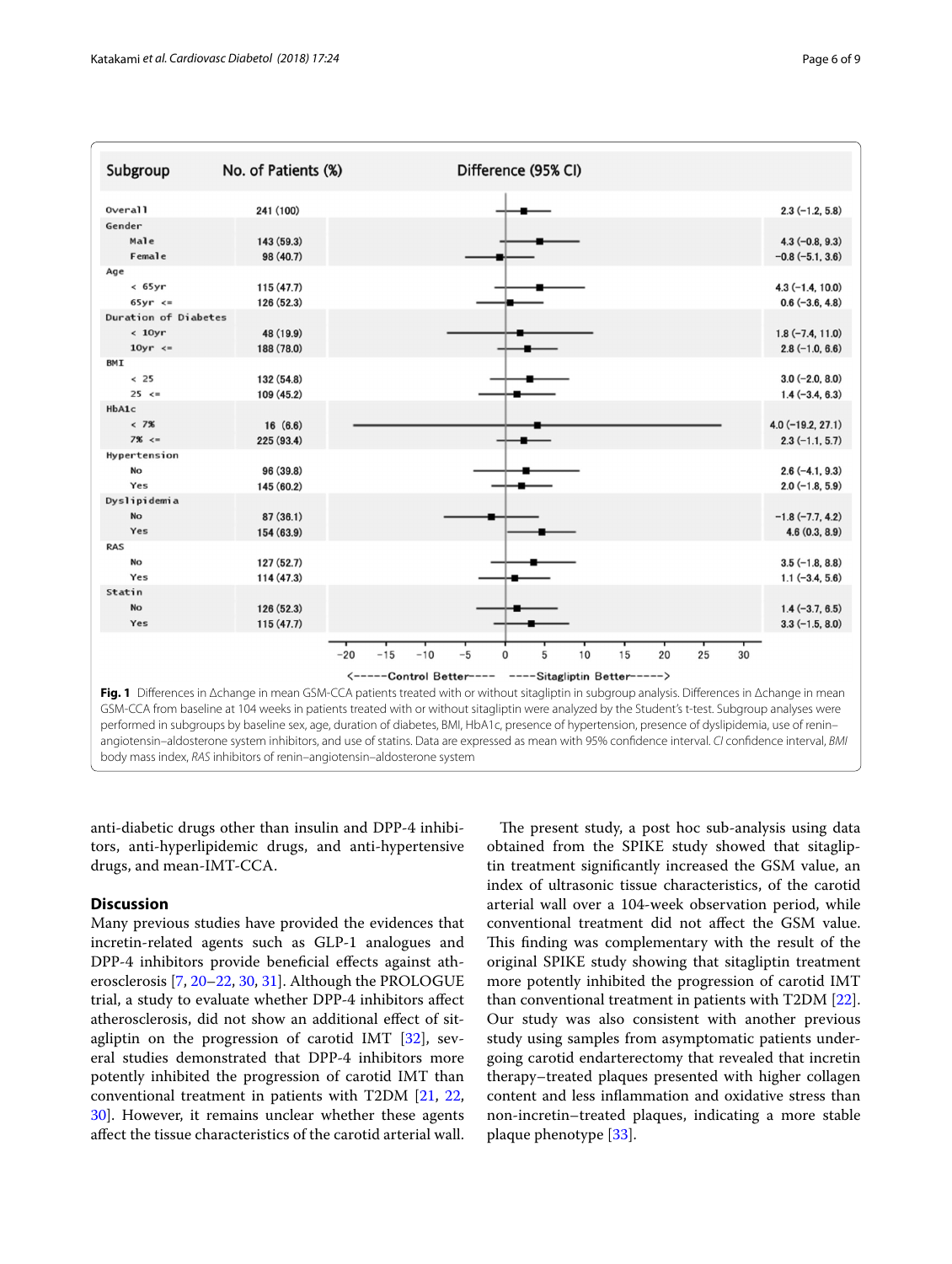| Subgroup | No. of Patients (%) | Difference (95% CI) |
|---|---|---|
| Overall | 241 (100) | 2.3 (−1.2, 5.8) |
| Gender | | |
| Male | 143 (59.3) | 4.3 (−0.8, 9.3) |
| Female | 98 (40.7) | −0.8 (−5.1, 3.6) |
| Age | | |
| < 65yr | 115 (47.7) | 4.3 (−1.4, 10.0) |
| 65yr <= | 126 (52.3) | 0.6 (−3.6, 4.8) |
| Duration of Diabetes | | |
| < 10yr | 48 (19.9) | 1.8 (−7.4, 11.0) |
| 10yr <= | 188 (78.0) | 2.8 (−1.0, 6.6) |
| BMI | | |
| < 25 | 132 (54.8) | 3.0 (−2.0, 8.0) |
| 25 <= | 109 (45.2) | 1.4 (−3.4, 6.3) |
| HbA1c | | |
| < 7% | 16 (6.6) | 4.0 (−19.2, 27.1) |
| 7% <= | 225 (93.4) | 2.3 (−1.1, 5.7) |
| Hypertension | | |
| No | 96 (39.8) | 2.6 (−4.1, 9.3) |
| Yes | 145 (60.2) | 2.0 (−1.8, 5.9) |
| Dyslipidemia | | |
| No | 87 (36.1) | −1.8 (−7.7, 4.2) |
| Yes | 154 (63.9) | 4.6 (0.3, 8.9) |
| RAS | | |
| No | 127 (52.7) | 3.5 (−1.8, 8.8) |
| Yes | 114 (47.3) | 1.1 (−3.4, 5.6) |
| Statin | | |
| No | 126 (52.3) | 1.4 (−3.7, 6.5) |
| Yes | 115 (47.7) | 3.3 (−1.5, 8.0) |

<-----Control Better---- ----Sitagliptin Better----->

**Fig. 1** Differences in Δchange in mean GSM-CCA patients treated with or without sitagliptin in subgroup analysis. Differences in Δchange in mean GSM-CCA from baseline at 104 weeks in patients treated with or without sitagliptin were analyzed by the Student's t-test. Subgroup analyses were performed in subgroups by baseline sex, age, duration of diabetes, BMI, HbA1c, presence of hypertension, presence of dyslipidemia, use of renin–angiotensin–aldosterone system inhibitors, and use of statins. Data are expressed as mean with 95% confidence interval. *CI* confidence interval, *BMI* body mass index, *RAS* inhibitors of renin–angiotensin–aldosterone system

anti-diabetic drugs other than insulin and DPP-4 inhibitors, anti-hyperlipidemic drugs, and anti-hypertensive drugs, and mean-IMT-CCA.

## Discussion

Many previous studies have provided the evidences that incretin-related agents such as GLP-1 analogues and DPP-4 inhibitors provide beneficial effects against atherosclerosis [7, 20–22, 30, 31]. Although the PROLOGUE trial, a study to evaluate whether DPP-4 inhibitors affect atherosclerosis, did not show an additional effect of sitagliptin on the progression of carotid IMT [32], several studies demonstrated that DPP-4 inhibitors more potently inhibited the progression of carotid IMT than conventional treatment in patients with T2DM [21, 22, 30]. However, it remains unclear whether these agents affect the tissue characteristics of the carotid arterial wall.

The present study, a post hoc sub-analysis using data obtained from the SPIKE study showed that sitagliptin treatment significantly increased the GSM value, an index of ultrasonic tissue characteristics, of the carotid arterial wall over a 104-week observation period, while conventional treatment did not affect the GSM value. This finding was complementary with the result of the original SPIKE study showing that sitagliptin treatment more potently inhibited the progression of carotid IMT than conventional treatment in patients with T2DM [22]. Our study was also consistent with another previous study using samples from asymptomatic patients undergoing carotid endarterectomy that revealed that incretin therapy–treated plaques presented with higher collagen content and less inflammation and oxidative stress than non-incretin–treated plaques, indicating a more stable plaque phenotype [33].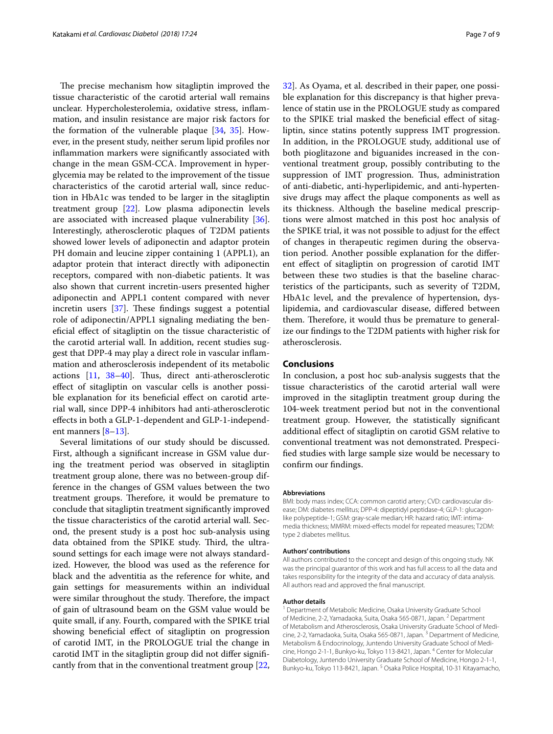The precise mechanism how sitagliptin improved the tissue characteristic of the carotid arterial wall remains unclear. Hypercholesterolemia, oxidative stress, inflammation, and insulin resistance are major risk factors for the formation of the vulnerable plaque [34, 35]. However, in the present study, neither serum lipid profiles nor inflammation markers were significantly associated with change in the mean GSM-CCA. Improvement in hyperglycemia may be related to the improvement of the tissue characteristics of the carotid arterial wall, since reduction in HbA1c was tended to be larger in the sitagliptin treatment group [22]. Low plasma adiponectin levels are associated with increased plaque vulnerability [36]. Interestingly, atherosclerotic plaques of T2DM patients showed lower levels of adiponectin and adaptor protein PH domain and leucine zipper containing 1 (APPL1), an adaptor protein that interact directly with adiponectin receptors, compared with non-diabetic patients. It was also shown that current incretin-users presented higher adiponectin and APPL1 content compared with never incretin users [37]. These findings suggest a potential role of adiponectin/APPL1 signaling mediating the beneficial effect of sitagliptin on the tissue characteristic of the carotid arterial wall. In addition, recent studies suggest that DPP-4 may play a direct role in vascular inflammation and atherosclerosis independent of its metabolic actions [11, 38–40]. Thus, direct anti-atherosclerotic effect of sitagliptin on vascular cells is another possible explanation for its beneficial effect on carotid arterial wall, since DPP-4 inhibitors had anti-atherosclerotic effects in both a GLP-1-dependent and GLP-1-independent manners [8–13].

Several limitations of our study should be discussed. First, although a significant increase in GSM value during the treatment period was observed in sitagliptin treatment group alone, there was no between-group difference in the changes of GSM values between the two treatment groups. Therefore, it would be premature to conclude that sitagliptin treatment significantly improved the tissue characteristics of the carotid arterial wall. Second, the present study is a post hoc sub-analysis using data obtained from the SPIKE study. Third, the ultrasound settings for each image were not always standardized. However, the blood was used as the reference for black and the adventitia as the reference for white, and gain settings for measurements within an individual were similar throughout the study. Therefore, the impact of gain of ultrasound beam on the GSM value would be quite small, if any. Fourth, compared with the SPIKE trial showing beneficial effect of sitagliptin on progression of carotid IMT, in the PROLOGUE trial the change in carotid IMT in the sitagliptin group did not differ significantly from that in the conventional treatment group [22, 32]. As Oyama, et al. described in their paper, one possible explanation for this discrepancy is that higher prevalence of statin use in the PROLOGUE study as compared to the SPIKE trial masked the beneficial effect of sitagliptin, since statins potently suppress IMT progression. In addition, in the PROLOGUE study, additional use of both pioglitazone and biguanides increased in the conventional treatment group, possibly contributing to the suppression of IMT progression. Thus, administration of anti-diabetic, anti-hyperlipidemic, and anti-hypertensive drugs may affect the plaque components as well as its thickness. Although the baseline medical prescriptions were almost matched in this post hoc analysis of the SPIKE trial, it was not possible to adjust for the effect of changes in therapeutic regimen during the observation period. Another possible explanation for the different effect of sitagliptin on progression of carotid IMT between these two studies is that the baseline characteristics of the participants, such as severity of T2DM, HbA1c level, and the prevalence of hypertension, dyslipidemia, and cardiovascular disease, differed between them. Therefore, it would thus be premature to generalize our findings to the T2DM patients with higher risk for atherosclerosis.

## Conclusions

In conclusion, a post hoc sub-analysis suggests that the tissue characteristics of the carotid arterial wall were improved in the sitagliptin treatment group during the 104-week treatment period but not in the conventional treatment group. However, the statistically significant additional effect of sitagliptin on carotid GSM relative to conventional treatment was not demonstrated. Prespecified studies with large sample size would be necessary to confirm our findings.

#### Abbreviations

BMI: body mass index; CCA: common carotid artery; CVD: cardiovascular disease; DM: diabetes mellitus; DPP-4: dipeptidyl peptidase-4; GLP-1: glucagon-like polypeptide-1; GSM: gray-scale median; HR: hazard ratio; IMT: intima-media thickness; MMRM: mixed-effects model for repeated measures; T2DM: type 2 diabetes mellitus.

#### Authors' contributions

All authors contributed to the concept and design of this ongoing study. NK was the principal guarantor of this work and has full access to all the data and takes responsibility for the integrity of the data and accuracy of data analysis. All authors read and approved the final manuscript.

#### Author details

[1] Department of Metabolic Medicine, Osaka University Graduate School of Medicine, 2-2, Yamadaoka, Suita, Osaka 565-0871, Japan. [2] Department of Metabolism and Atherosclerosis, Osaka University Graduate School of Medicine, 2-2, Yamadaoka, Suita, Osaka 565-0871, Japan. [3] Department of Medicine, Metabolism & Endocrinology, Juntendo University Graduate School of Medicine, Hongo 2-1-1, Bunkyo-ku, Tokyo 113-8421, Japan. [4] Center for Molecular Diabetology, Juntendo University Graduate School of Medicine, Hongo 2-1-1, Bunkyo-ku, Tokyo 113-8421, Japan. [5] Osaka Police Hospital, 10-31 Kitayamacho,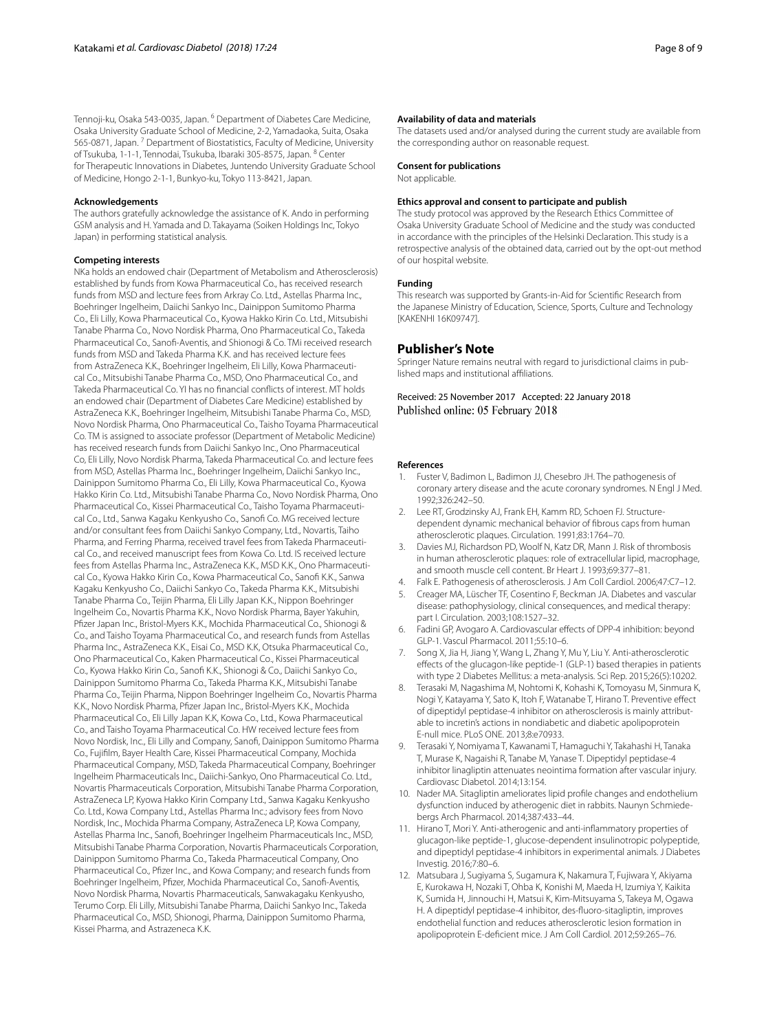Tennoji-ku, Osaka 543-0035, Japan. [6] Department of Diabetes Care Medicine, Osaka University Graduate School of Medicine, 2-2, Yamadaoka, Suita, Osaka 565-0871, Japan. [7] Department of Biostatistics, Faculty of Medicine, University of Tsukuba, 1-1-1, Tennodai, Tsukuba, Ibaraki 305-8575, Japan. [8] Center for Therapeutic Innovations in Diabetes, Juntendo University Graduate School of Medicine, Hongo 2-1-1, Bunkyo-ku, Tokyo 113-8421, Japan.

#### Acknowledgements

The authors gratefully acknowledge the assistance of K. Ando in performing GSM analysis and H. Yamada and D. Takayama (Soiken Holdings Inc, Tokyo Japan) in performing statistical analysis.

#### Competing interests

NKa holds an endowed chair (Department of Metabolism and Atherosclerosis) established by funds from Kowa Pharmaceutical Co., has received research funds from MSD and lecture fees from Arkray Co. Ltd., Astellas Pharma Inc., Boehringer Ingelheim, Daiichi Sankyo Inc., Dainippon Sumitomo Pharma Co., Eli Lilly, Kowa Pharmaceutical Co., Kyowa Hakko Kirin Co. Ltd., Mitsubishi Tanabe Pharma Co., Novo Nordisk Pharma, Ono Pharmaceutical Co., Takeda Pharmaceutical Co., Sanofi-Aventis, and Shionogi & Co. TMi received research funds from MSD and Takeda Pharma K.K. and has received lecture fees from AstraZeneca K.K., Boehringer Ingelheim, Eli Lilly, Kowa Pharmaceutical Co., Mitsubishi Tanabe Pharma Co., MSD, Ono Pharmaceutical Co., and Takeda Pharmaceutical Co. YI has no financial conflicts of interest. MT holds an endowed chair (Department of Diabetes Care Medicine) established by AstraZeneca K.K., Boehringer Ingelheim, Mitsubishi Tanabe Pharma Co., MSD, Novo Nordisk Pharma, Ono Pharmaceutical Co., Taisho Toyama Pharmaceutical Co. TM is assigned to associate professor (Department of Metabolic Medicine) has received research funds from Daiichi Sankyo Inc., Ono Pharmaceutical Co, Eli Lilly, Novo Nordisk Pharma, Takeda Pharmaceutical Co. and lecture fees from MSD, Astellas Pharma Inc., Boehringer Ingelheim, Daiichi Sankyo Inc., Dainippon Sumitomo Pharma Co., Eli Lilly, Kowa Pharmaceutical Co., Kyowa Hakko Kirin Co. Ltd., Mitsubishi Tanabe Pharma Co., Novo Nordisk Pharma, Ono Pharmaceutical Co., Kissei Pharmaceutical Co., Taisho Toyama Pharmaceutical Co., Ltd., Sanwa Kagaku Kenkyusho Co., Sanofi Co. MG received lecture and/or consultant fees from Daiichi Sankyo Company, Ltd., Novartis, Taiho Pharma, and Ferring Pharma, received travel fees from Takeda Pharmaceutical Co., and received manuscript fees from Kowa Co. Ltd. IS received lecture fees from Astellas Pharma Inc., AstraZeneca K.K., MSD K.K., Ono Pharmaceutical Co., Kyowa Hakko Kirin Co., Kowa Pharmaceutical Co., Sanofi K.K., Sanwa Kagaku Kenkyusho Co., Daiichi Sankyo Co., Takeda Pharma K.K., Mitsubishi Tanabe Pharma Co., Teijin Pharma, Eli Lilly Japan K.K., Nippon Boehringer Ingelheim Co., Novartis Pharma K.K., Novo Nordisk Pharma, Bayer Yakuhin, Pfizer Japan Inc., Bristol-Myers K.K., Mochida Pharmaceutical Co., Shionogi & Co., and Taisho Toyama Pharmaceutical Co., and research funds from Astellas Pharma Inc., AstraZeneca K.K., Eisai Co., MSD K.K, Otsuka Pharmaceutical Co., Ono Pharmaceutical Co., Kaken Pharmaceutical Co., Kissei Pharmaceutical Co., Kyowa Hakko Kirin Co., Sanofi K.K., Shionogi & Co., Daiichi Sankyo Co., Dainippon Sumitomo Pharma Co., Takeda Pharma K.K., Mitsubishi Tanabe Pharma Co., Teijin Pharma, Nippon Boehringer Ingelheim Co., Novartis Pharma K.K., Novo Nordisk Pharma, Pfizer Japan Inc., Bristol-Myers K.K., Mochida Pharmaceutical Co., Eli Lilly Japan K.K, Kowa Co., Ltd., Kowa Pharmaceutical Co., and Taisho Toyama Pharmaceutical Co. HW received lecture fees from Novo Nordisk, Inc., Eli Lilly and Company, Sanofi, Dainippon Sumitomo Pharma Co., Fujifilm, Bayer Health Care, Kissei Pharmaceutical Company, Mochida Pharmaceutical Company, MSD, Takeda Pharmaceutical Company, Boehringer Ingelheim Pharmaceuticals Inc., Daiichi-Sankyo, Ono Pharmaceutical Co. Ltd., Novartis Pharmaceuticals Corporation, Mitsubishi Tanabe Pharma Corporation, AstraZeneca LP, Kyowa Hakko Kirin Company Ltd., Sanwa Kagaku Kenkyusho Co. Ltd., Kowa Company Ltd., Astellas Pharma Inc.; advisory fees from Novo Nordisk, Inc., Mochida Pharma Company, AstraZeneca LP, Kowa Company, Astellas Pharma Inc., Sanofi, Boehringer Ingelheim Pharmaceuticals Inc., MSD, Mitsubishi Tanabe Pharma Corporation, Novartis Pharmaceuticals Corporation, Dainippon Sumitomo Pharma Co., Takeda Pharmaceutical Company, Ono Pharmaceutical Co., Pfizer Inc., and Kowa Company; and research funds from Boehringer Ingelheim, Pfizer, Mochida Pharmaceutical Co., Sanofi-Aventis, Novo Nordisk Pharma, Novartis Pharmaceuticals, Sanwakagaku Kenkyusho, Terumo Corp. Eli Lilly, Mitsubishi Tanabe Pharma, Daiichi Sankyo Inc., Takeda Pharmaceutical Co., MSD, Shionogi, Pharma, Dainippon Sumitomo Pharma, Kissei Pharma, and Astrazeneca K.K.

#### Availability of data and materials

The datasets used and/or analysed during the current study are available from the corresponding author on reasonable request.

#### Consent for publications

Not applicable.

#### Ethics approval and consent to participate and publish

The study protocol was approved by the Research Ethics Committee of Osaka University Graduate School of Medicine and the study was conducted in accordance with the principles of the Helsinki Declaration. This study is a retrospective analysis of the obtained data, carried out by the opt-out method of our hospital website.

#### Funding

This research was supported by Grants-in-Aid for Scientific Research from the Japanese Ministry of Education, Science, Sports, Culture and Technology [KAKENHI 16K09747].

## Publisher's Note

Springer Nature remains neutral with regard to jurisdictional claims in published maps and institutional affiliations.

Received: 25 November 2017 Accepted: 22 January 2018
Published online: 05 February 2018

#### References

1. Fuster V, Badimon L, Badimon JJ, Chesebro JH. The pathogenesis of coronary artery disease and the acute coronary syndromes. N Engl J Med. 1992;326:242–50.
2. Lee RT, Grodzinsky AJ, Frank EH, Kamm RD, Schoen FJ. Structure-dependent dynamic mechanical behavior of fibrous caps from human atherosclerotic plaques. Circulation. 1991;83:1764–70.
3. Davies MJ, Richardson PD, Woolf N, Katz DR, Mann J. Risk of thrombosis in human atherosclerotic plaques: role of extracellular lipid, macrophage, and smooth muscle cell content. Br Heart J. 1993;69:377–81.
4. Falk E. Pathogenesis of atherosclerosis. J Am Coll Cardiol. 2006;47:C7–12.
5. Creager MA, Lüscher TF, Cosentino F, Beckman JA. Diabetes and vascular disease: pathophysiology, clinical consequences, and medical therapy: part I. Circulation. 2003;108:1527–32.
6. Fadini GP, Avogaro A. Cardiovascular effects of DPP-4 inhibition: beyond GLP-1. Vascul Pharmacol. 2011;55:10–6.
7. Song X, Jia H, Jiang Y, Wang L, Zhang Y, Mu Y, Liu Y. Anti-atherosclerotic effects of the glucagon-like peptide-1 (GLP-1) based therapies in patients with type 2 Diabetes Mellitus: a meta-analysis. Sci Rep. 2015;26(5):10202.
8. Terasaki M, Nagashima M, Nohtomi K, Kohashi K, Tomoyasu M, Sinmura K, Nogi Y, Katayama Y, Sato K, Itoh F, Watanabe T, Hirano T. Preventive effect of dipeptidyl peptidase-4 inhibitor on atherosclerosis is mainly attributable to incretin's actions in nondiabetic and diabetic apolipoprotein E-null mice. PLoS ONE. 2013;8:e70933.
9. Terasaki Y, Nomiyama T, Kawanami T, Hamaguchi Y, Takahashi H, Tanaka T, Murase K, Nagaishi R, Tanabe M, Yanase T. Dipeptidyl peptidase-4 inhibitor linagliptin attenuates neointima formation after vascular injury. Cardiovasc Diabetol. 2014;13:154.
10. Nader MA. Sitagliptin ameliorates lipid profile changes and endothelium dysfunction induced by atherogenic diet in rabbits. Naunyn Schmiedebergs Arch Pharmacol. 2014;387:433–44.
11. Hirano T, Mori Y. Anti-atherogenic and anti-inflammatory properties of glucagon-like peptide-1, glucose-dependent insulinotropic polypeptide, and dipeptidyl peptidase-4 inhibitors in experimental animals. J Diabetes Investig. 2016;7:80–6.
12. Matsubara J, Sugiyama S, Sugamura K, Nakamura T, Fujiwara Y, Akiyama E, Kurokawa H, Nozaki T, Ohba K, Konishi M, Maeda H, Izumiya Y, Kaikita K, Sumida H, Jinnouchi H, Matsui K, Kim-Mitsuyama S, Takeya M, Ogawa H. A dipeptidyl peptidase-4 inhibitor, des-fluoro-sitagliptin, improves endothelial function and reduces atherosclerotic lesion formation in apolipoprotein E-deficient mice. J Am Coll Cardiol. 2012;59:265–76.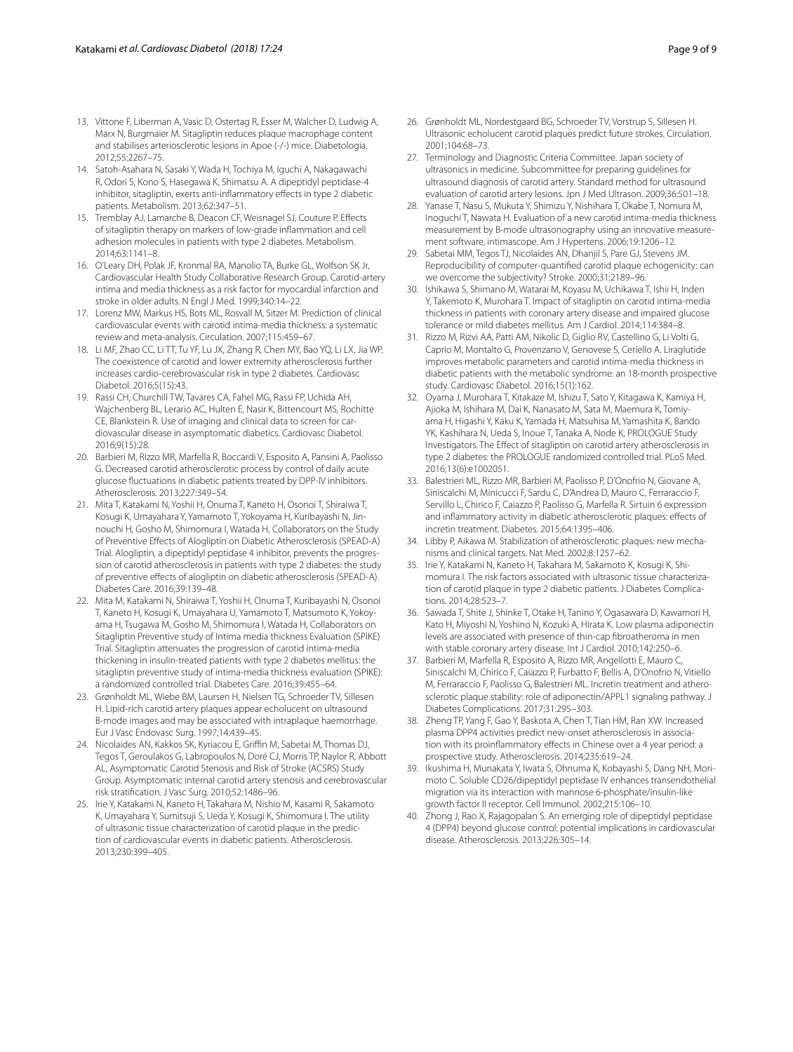13. Vittone F, Liberman A, Vasic D, Ostertag R, Esser M, Walcher D, Ludwig A, Marx N, Burgmaier M. Sitagliptin reduces plaque macrophage content and stabilises arteriosclerotic lesions in Apoe (-/-) mice. Diabetologia. 2012;55:2267–75.
14. Satoh-Asahara N, Sasaki Y, Wada H, Tochiya M, Iguchi A, Nakagawachi R, Odori S, Kono S, Hasegawa K, Shimatsu A. A dipeptidyl peptidase-4 inhibitor, sitagliptin, exerts anti-inflammatory effects in type 2 diabetic patients. Metabolism. 2013;62:347–51.
15. Tremblay AJ, Lamarche B, Deacon CF, Weisnagel SJ, Couture P. Effects of sitagliptin therapy on markers of low-grade inflammation and cell adhesion molecules in patients with type 2 diabetes. Metabolism. 2014;63:1141–8.
16. O'Leary DH, Polak JF, Kronmal RA, Manolio TA, Burke GL, Wolfson SK Jr, Cardiovascular Health Study Collaborative Research Group. Carotid-artery intima and media thickness as a risk factor for myocardial infarction and stroke in older adults. N Engl J Med. 1999;340:14–22.
17. Lorenz MW, Markus HS, Bots ML, Rosvall M, Sitzer M. Prediction of clinical cardiovascular events with carotid intima-media thickness: a systematic review and meta-analysis. Circulation. 2007;115:459–67.
18. Li MF, Zhao CC, Li TT, Tu YF, Lu JX, Zhang R, Chen MY, Bao YQ, Li LX, Jia WP. The coexistence of carotid and lower extremity atherosclerosis further increases cardio-cerebrovascular risk in type 2 diabetes. Cardiovasc Diabetol. 2016;5(15):43.
19. Rassi CH, Churchill TW, Tavares CA, Fahel MG, Rassi FP, Uchida AH, Wajchenberg BL, Lerario AC, Hulten E, Nasir K, Bittencourt MS, Rochitte CE, Blankstein R. Use of imaging and clinical data to screen for cardiovascular disease in asymptomatic diabetics. Cardiovasc Diabetol. 2016;9(15):28.
20. Barbieri M, Rizzo MR, Marfella R, Boccardi V, Esposito A, Pansini A, Paolisso G. Decreased carotid atherosclerotic process by control of daily acute glucose fluctuations in diabetic patients treated by DPP-IV inhibitors. Atherosclerosis. 2013;227:349–54.
21. Mita T, Katakami N, Yoshii H, Onuma T, Kaneto H, Osonoi T, Shiraiwa T, Kosugi K, Umayahara Y, Yamamoto T, Yokoyama H, Kuribayashi N, Jinnouchi H, Gosho M, Shimomura I, Watada H, Collaborators on the Study of Preventive Effects of Alogliptin on Diabetic Atherosclerosis (SPEAD-A) Trial. Alogliptin, a dipeptidyl peptidase 4 inhibitor, prevents the progression of carotid atherosclerosis in patients with type 2 diabetes: the study of preventive effects of alogliptin on diabetic atherosclerosis (SPEAD-A). Diabetes Care. 2016;39:139–48.
22. Mita M, Katakami N, Shiraiwa T, Yoshii H, Onuma T, Kuribayashi N, Osonoi T, Kaneto H, Kosugi K, Umayahara U, Yamamoto T, Matsumoto K, Yokoyama H, Tsugawa M, Gosho M, Shimomura I, Watada H, Collaborators on Sitagliptin Preventive study of Intima media thickness Evaluation (SPIKE) Trial. Sitagliptin attenuates the progression of carotid intima-media thickening in insulin-treated patients with type 2 diabetes mellitus: the sitagliptin preventive study of intima-media thickness evaluation (SPIKE): a randomized controlled trial. Diabetes Care. 2016;39:455–64.
23. Grønholdt ML, Wiebe BM, Laursen H, Nielsen TG, Schroeder TV, Sillesen H. Lipid-rich carotid artery plaques appear echolucent on ultrasound B-mode images and may be associated with intraplaque haemorrhage. Eur J Vasc Endovasc Surg. 1997;14:439–45.
24. Nicolaides AN, Kakkos SK, Kyriacou E, Griffin M, Sabetai M, Thomas DJ, Tegos T, Geroulakos G, Labropoulos N, Doré CJ, Morris TP, Naylor R, Abbott AL, Asymptomatic Carotid Stenosis and Risk of Stroke (ACSRS) Study Group. Asymptomatic internal carotid artery stenosis and cerebrovascular risk stratification. J Vasc Surg. 2010;52:1486–96.
25. Irie Y, Katakami N, Kaneto H, Takahara M, Nishio M, Kasami R, Sakamoto K, Umayahara Y, Sumitsuji S, Ueda Y, Kosugi K, Shimomura I. The utility of ultrasonic tissue characterization of carotid plaque in the prediction of cardiovascular events in diabetic patients. Atherosclerosis. 2013;230:399–405.
26. Grønholdt ML, Nordestgaard BG, Schroeder TV, Vorstrup S, Sillesen H. Ultrasonic echolucent carotid plaques predict future strokes. Circulation. 2001;104:68–73.
27. Terminology and Diagnostic Criteria Committee. Japan society of ultrasonics in medicine. Subcommittee for preparing guidelines for ultrasound diagnosis of carotid artery. Standard method for ultrasound evaluation of carotid artery lesions. Jpn J Med Ultrason. 2009;36:501–18.
28. Yanase T, Nasu S, Mukuta Y, Shimizu Y, Nishihara T, Okabe T, Nomura M, Inoguchi T, Nawata H. Evaluation of a new carotid intima-media thickness measurement by B-mode ultrasonography using an innovative measurement software, intimascope. Am J Hypertens. 2006;19:1206–12.
29. Sabetai MM, Tegos TJ, Nicolaides AN, Dhanjil S, Pare GJ, Stevens JM. Reproducibility of computer-quantified carotid plaque echogenicity: can we overcome the subjectivity? Stroke. 2000;31:2189–96.
30. Ishikawa S, Shimano M, Watarai M, Koyasu M, Uchikawa T, Ishii H, Inden Y, Takemoto K, Murohara T. Impact of sitagliptin on carotid intima-media thickness in patients with coronary artery disease and impaired glucose tolerance or mild diabetes mellitus. Am J Cardiol. 2014;114:384–8.
31. Rizzo M, Rizvi AA, Patti AM, Nikolic D, Giglio RV, Castellino G, Li Volti G, Caprio M, Montalto G, Provenzano V, Genovese S, Ceriello A. Liraglutide improves metabolic parameters and carotid intima-media thickness in diabetic patients with the metabolic syndrome: an 18-month prospective study. Cardiovasc Diabetol. 2016;15(1):162.
32. Oyama J, Murohara T, Kitakaze M, Ishizu T, Sato Y, Kitagawa K, Kamiya H, Ajioka M, Ishihara M, Dai K, Nanasato M, Sata M, Maemura K, Tomiyama H, Higashi Y, Kaku K, Yamada H, Matsuhisa M, Yamashita K, Bando YK, Kashihara N, Ueda S, Inoue T, Tanaka A, Node K, PROLOGUE Study Investigators. The Effect of sitagliptin on carotid artery atherosclerosis in type 2 diabetes: the PROLOGUE randomized controlled trial. PLoS Med. 2016;13(6):e1002051.
33. Balestrieri ML, Rizzo MR, Barbieri M, Paolisso P, D'Onofrio N, Giovane A, Siniscalchi M, Minicucci F, Sardu C, D'Andrea D, Mauro C, Ferraraccio F, Servillo L, Chirico F, Caiazzo P, Paolisso G, Marfella R. Sirtuin 6 expression and inflammatory activity in diabetic atherosclerotic plaques: effects of incretin treatment. Diabetes. 2015;64:1395–406.
34. Libby P, Aikawa M. Stabilization of atherosclerotic plaques: new mechanisms and clinical targets. Nat Med. 2002;8:1257–62.
35. Irie Y, Katakami N, Kaneto H, Takahara M, Sakamoto K, Kosugi K, Shimomura I. The risk factors associated with ultrasonic tissue characterization of carotid plaque in type 2 diabetic patients. J Diabetes Complications. 2014;28:523–7.
36. Sawada T, Shite J, Shinke T, Otake H, Tanino Y, Ogasawara D, Kawamori H, Kato H, Miyoshi N, Yoshino N, Kozuki A, Hirata K. Low plasma adiponectin levels are associated with presence of thin-cap fibroatheroma in men with stable coronary artery disease. Int J Cardiol. 2010;142:250–6.
37. Barbieri M, Marfella R, Esposito A, Rizzo MR, Angellotti E, Mauro C, Siniscalchi M, Chirico F, Caiazzo P, Furbatto F, Bellis A, D'Onofrio N, Vitiello M, Ferraraccio F, Paolisso G, Balestrieri ML. Incretin treatment and atherosclerotic plaque stability: role of adiponectin/APPL1 signaling pathway. J Diabetes Complications. 2017;31:295–303.
38. Zheng TP, Yang F, Gao Y, Baskota A, Chen T, Tian HM, Ran XW. Increased plasma DPP4 activities predict new-onset atherosclerosis in association with its proinflammatory effects in Chinese over a 4 year period: a prospective study. Atherosclerosis. 2014;235:619–24.
39. Ikushima H, Munakata Y, Iwata S, Ohnuma K, Kobayashi S, Dang NH, Morimoto C. Soluble CD26/dipeptidyl peptidase IV enhances transendothelial migration via its interaction with mannose 6-phosphate/insulin-like growth factor II receptor. Cell Immunol. 2002;215:106–10.
40. Zhong J, Rao X, Rajagopalan S. An emerging role of dipeptidyl peptidase 4 (DPP4) beyond glucose control: potential implications in cardiovascular disease. Atherosclerosis. 2013;226:305–14.